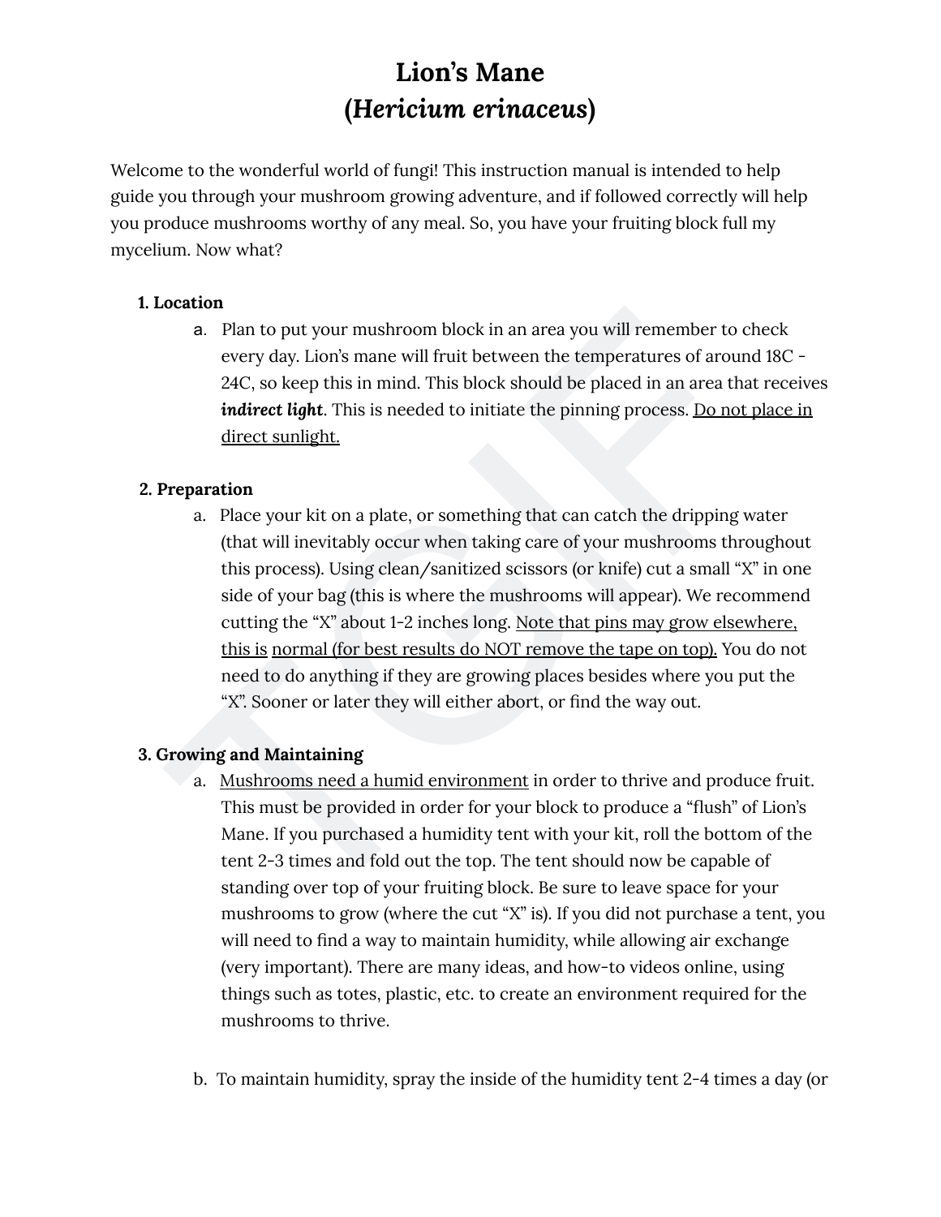# Lion's Mane
# (*Hericium erinaceus*)

Welcome to the wonderful world of fungi! This instruction manual is intended to help guide you through your mushroom growing adventure, and if followed correctly will help you produce mushrooms worthy of any meal. So, you have your fruiting block full my mycelium. Now what?

**1. Location**

a. Plan to put your mushroom block in an area you will remember to check every day. Lion's mane will fruit between the temperatures of around 18C - 24C, so keep this in mind. This block should be placed in an area that receives ***indirect light***. This is needed to initiate the pinning process. <u>Do not place in direct sunlight.</u>

**2. Preparation**

a. Place your kit on a plate, or something that can catch the dripping water (that will inevitably occur when taking care of your mushrooms throughout this process). Using clean/sanitized scissors (or knife) cut a small "X" in one side of your bag (this is where the mushrooms will appear). We recommend cutting the "X" about 1-2 inches long. <u>Note that pins may grow elsewhere, this is normal (for best results do NOT remove the tape on top).</u> You do not need to do anything if they are growing places besides where you put the "X". Sooner or later they will either abort, or find the way out.

**3. Growing and Maintaining**

a. <u>Mushrooms need a humid environment</u> in order to thrive and produce fruit. This must be provided in order for your block to produce a "flush" of Lion's Mane. If you purchased a humidity tent with your kit, roll the bottom of the tent 2-3 times and fold out the top. The tent should now be capable of standing over top of your fruiting block. Be sure to leave space for your mushrooms to grow (where the cut "X" is). If you did not purchase a tent, you will need to find a way to maintain humidity, while allowing air exchange (very important). There are many ideas, and how-to videos online, using things such as totes, plastic, etc. to create an environment required for the mushrooms to thrive.

b. To maintain humidity, spray the inside of the humidity tent 2-4 times a day (or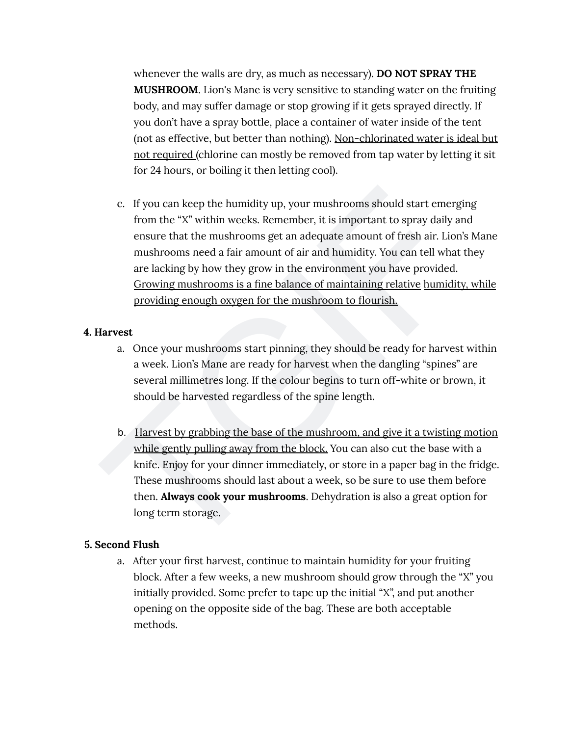whenever the walls are dry, as much as necessary). **DO NOT SPRAY THE MUSHROOM**. Lion's Mane is very sensitive to standing water on the fruiting body, and may suffer damage or stop growing if it gets sprayed directly. If you don't have a spray bottle, place a container of water inside of the tent (not as effective, but better than nothing). <u>Non-chlorinated water is ideal but not required</u> (chlorine can mostly be removed from tap water by letting it sit for 24 hours, or boiling it then letting cool).

c. If you can keep the humidity up, your mushrooms should start emerging from the "X" within weeks. Remember, it is important to spray daily and ensure that the mushrooms get an adequate amount of fresh air. Lion's Mane mushrooms need a fair amount of air and humidity. You can tell what they are lacking by how they grow in the environment you have provided. <u>Growing mushrooms is a fine balance of maintaining relative humidity, while providing enough oxygen for the mushroom to flourish.</u>

**4. Harvest**

a. Once your mushrooms start pinning, they should be ready for harvest within a week. Lion's Mane are ready for harvest when the dangling "spines" are several millimetres long. If the colour begins to turn off-white or brown, it should be harvested regardless of the spine length.

b. <u>Harvest by grabbing the base of the mushroom, and give it a twisting motion while gently pulling away from the block.</u> You can also cut the base with a knife. Enjoy for your dinner immediately, or store in a paper bag in the fridge. These mushrooms should last about a week, so be sure to use them before then. **Always cook your mushrooms**. Dehydration is also a great option for long term storage.

**5. Second Flush**

a. After your first harvest, continue to maintain humidity for your fruiting block. After a few weeks, a new mushroom should grow through the "X" you initially provided. Some prefer to tape up the initial "X", and put another opening on the opposite side of the bag. These are both acceptable methods.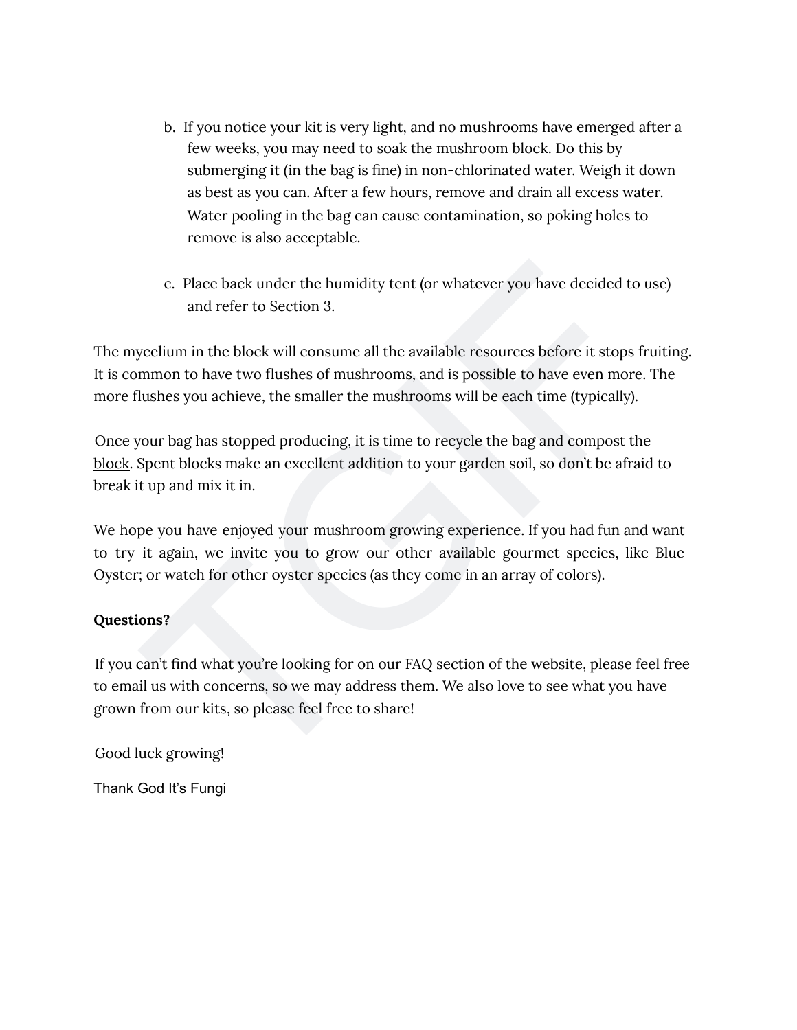b. If you notice your kit is very light, and no mushrooms have emerged after a few weeks, you may need to soak the mushroom block. Do this by submerging it (in the bag is fine) in non-chlorinated water. Weigh it down as best as you can. After a few hours, remove and drain all excess water. Water pooling in the bag can cause contamination, so poking holes to remove is also acceptable.

c. Place back under the humidity tent (or whatever you have decided to use) and refer to Section 3.

The mycelium in the block will consume all the available resources before it stops fruiting. It is common to have two flushes of mushrooms, and is possible to have even more. The more flushes you achieve, the smaller the mushrooms will be each time (typically).

Once your bag has stopped producing, it is time to recycle the bag and compost the block. Spent blocks make an excellent addition to your garden soil, so don't be afraid to break it up and mix it in.

We hope you have enjoyed your mushroom growing experience. If you had fun and want to try it again, we invite you to grow our other available gourmet species, like Blue Oyster; or watch for other oyster species (as they come in an array of colors).

**Questions?**

If you can't find what you're looking for on our FAQ section of the website, please feel free to email us with concerns, so we may address them. We also love to see what you have grown from our kits, so please feel free to share!

Good luck growing!

Thank God It's Fungi